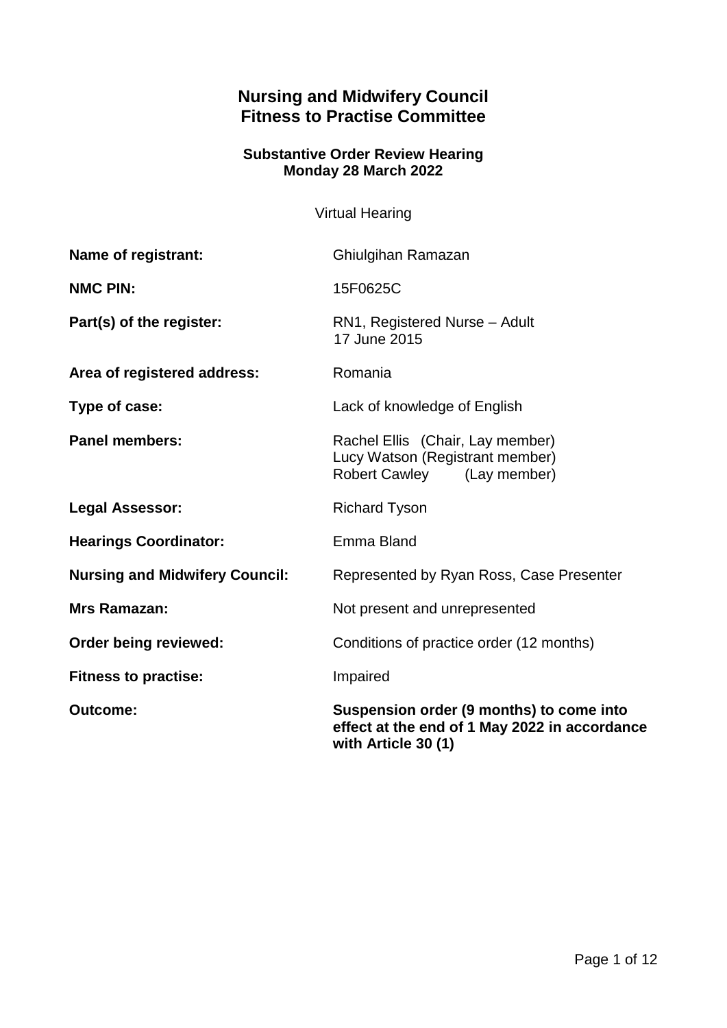# Nursing and Midwifery Council
# Fitness to Practise Committee

### Substantive Order Review Hearing
### Monday 28 March 2022

Virtual Hearing

| | |
|---|---|
| **Name of registrant:** | Ghiulgihan Ramazan |
| **NMC PIN:** | 15F0625C |
| **Part(s) of the register:** | RN1, Registered Nurse – Adult<br>17 June 2015 |
| **Area of registered address:** | Romania |
| **Type of case:** | Lack of knowledge of English |
| **Panel members:** | Rachel Ellis (Chair, Lay member)<br>Lucy Watson (Registrant member)<br>Robert Cawley (Lay member) |
| **Legal Assessor:** | Richard Tyson |
| **Hearings Coordinator:** | Emma Bland |
| **Nursing and Midwifery Council:** | Represented by Ryan Ross, Case Presenter |
| **Mrs Ramazan:** | Not present and unrepresented |
| **Order being reviewed:** | Conditions of practice order (12 months) |
| **Fitness to practise:** | Impaired |
| **Outcome:** | **Suspension order (9 months) to come into effect at the end of 1 May 2022 in accordance with Article 30 (1)** |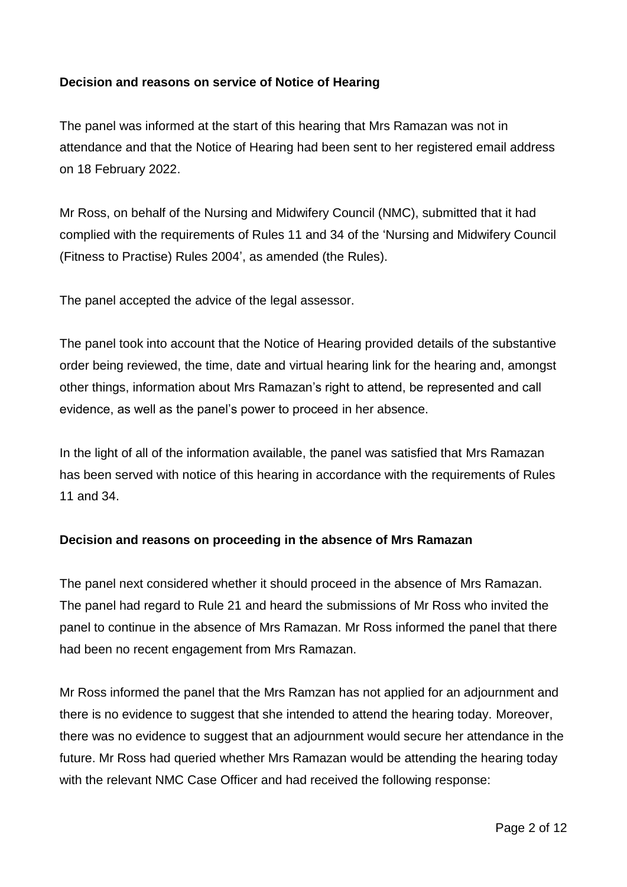**Decision and reasons on service of Notice of Hearing**

The panel was informed at the start of this hearing that Mrs Ramazan was not in attendance and that the Notice of Hearing had been sent to her registered email address on 18 February 2022.

Mr Ross, on behalf of the Nursing and Midwifery Council (NMC), submitted that it had complied with the requirements of Rules 11 and 34 of the 'Nursing and Midwifery Council (Fitness to Practise) Rules 2004', as amended (the Rules).

The panel accepted the advice of the legal assessor.

The panel took into account that the Notice of Hearing provided details of the substantive order being reviewed, the time, date and virtual hearing link for the hearing and, amongst other things, information about Mrs Ramazan's right to attend, be represented and call evidence, as well as the panel's power to proceed in her absence.

In the light of all of the information available, the panel was satisfied that Mrs Ramazan has been served with notice of this hearing in accordance with the requirements of Rules 11 and 34.

**Decision and reasons on proceeding in the absence of Mrs Ramazan**

The panel next considered whether it should proceed in the absence of Mrs Ramazan. The panel had regard to Rule 21 and heard the submissions of Mr Ross who invited the panel to continue in the absence of Mrs Ramazan. Mr Ross informed the panel that there had been no recent engagement from Mrs Ramazan.

Mr Ross informed the panel that the Mrs Ramzan has not applied for an adjournment and there is no evidence to suggest that she intended to attend the hearing today. Moreover, there was no evidence to suggest that an adjournment would secure her attendance in the future. Mr Ross had queried whether Mrs Ramazan would be attending the hearing today with the relevant NMC Case Officer and had received the following response: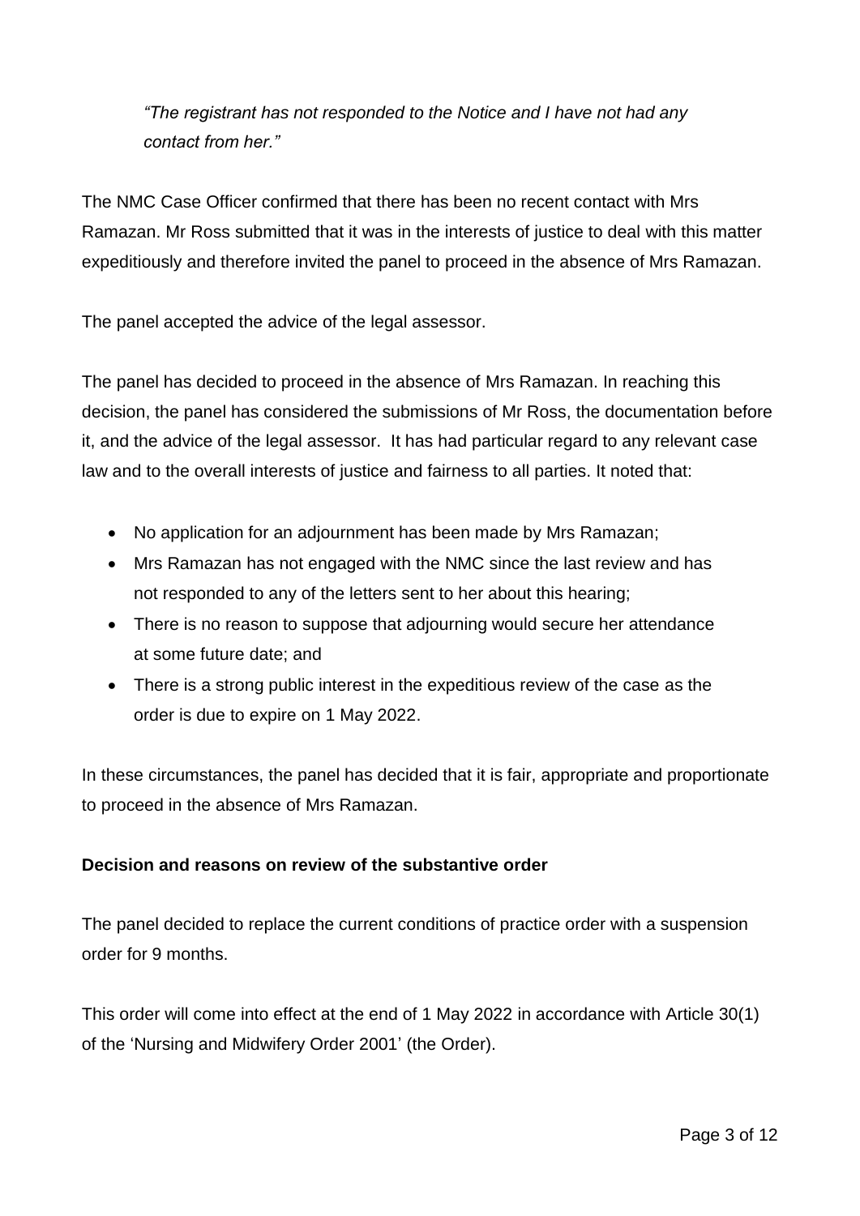*"The registrant has not responded to the Notice and I have not had any contact from her."*

The NMC Case Officer confirmed that there has been no recent contact with Mrs Ramazan. Mr Ross submitted that it was in the interests of justice to deal with this matter expeditiously and therefore invited the panel to proceed in the absence of Mrs Ramazan.

The panel accepted the advice of the legal assessor.

The panel has decided to proceed in the absence of Mrs Ramazan. In reaching this decision, the panel has considered the submissions of Mr Ross, the documentation before it, and the advice of the legal assessor. It has had particular regard to any relevant case law and to the overall interests of justice and fairness to all parties. It noted that:

- No application for an adjournment has been made by Mrs Ramazan;
- Mrs Ramazan has not engaged with the NMC since the last review and has not responded to any of the letters sent to her about this hearing;
- There is no reason to suppose that adjourning would secure her attendance at some future date; and
- There is a strong public interest in the expeditious review of the case as the order is due to expire on 1 May 2022.

In these circumstances, the panel has decided that it is fair, appropriate and proportionate to proceed in the absence of Mrs Ramazan.

**Decision and reasons on review of the substantive order**

The panel decided to replace the current conditions of practice order with a suspension order for 9 months.

This order will come into effect at the end of 1 May 2022 in accordance with Article 30(1) of the 'Nursing and Midwifery Order 2001' (the Order).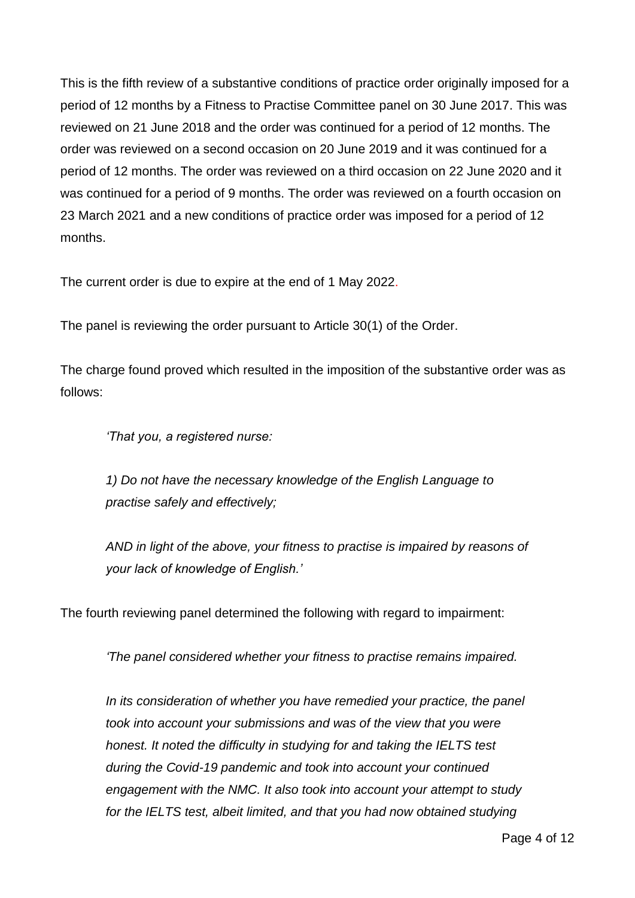This is the fifth review of a substantive conditions of practice order originally imposed for a period of 12 months by a Fitness to Practise Committee panel on 30 June 2017. This was reviewed on 21 June 2018 and the order was continued for a period of 12 months. The order was reviewed on a second occasion on 20 June 2019 and it was continued for a period of 12 months. The order was reviewed on a third occasion on 22 June 2020 and it was continued for a period of 9 months. The order was reviewed on a fourth occasion on 23 March 2021 and a new conditions of practice order was imposed for a period of 12 months.

The current order is due to expire at the end of 1 May 2022.

The panel is reviewing the order pursuant to Article 30(1) of the Order.

The charge found proved which resulted in the imposition of the substantive order was as follows:

> *'That you, a registered nurse:*
>
> *1) Do not have the necessary knowledge of the English Language to practise safely and effectively;*
>
> *AND in light of the above, your fitness to practise is impaired by reasons of your lack of knowledge of English.'*

The fourth reviewing panel determined the following with regard to impairment:

> *'The panel considered whether your fitness to practise remains impaired.*
>
> *In its consideration of whether you have remedied your practice, the panel took into account your submissions and was of the view that you were honest. It noted the difficulty in studying for and taking the IELTS test during the Covid-19 pandemic and took into account your continued engagement with the NMC. It also took into account your attempt to study for the IELTS test, albeit limited, and that you had now obtained studying*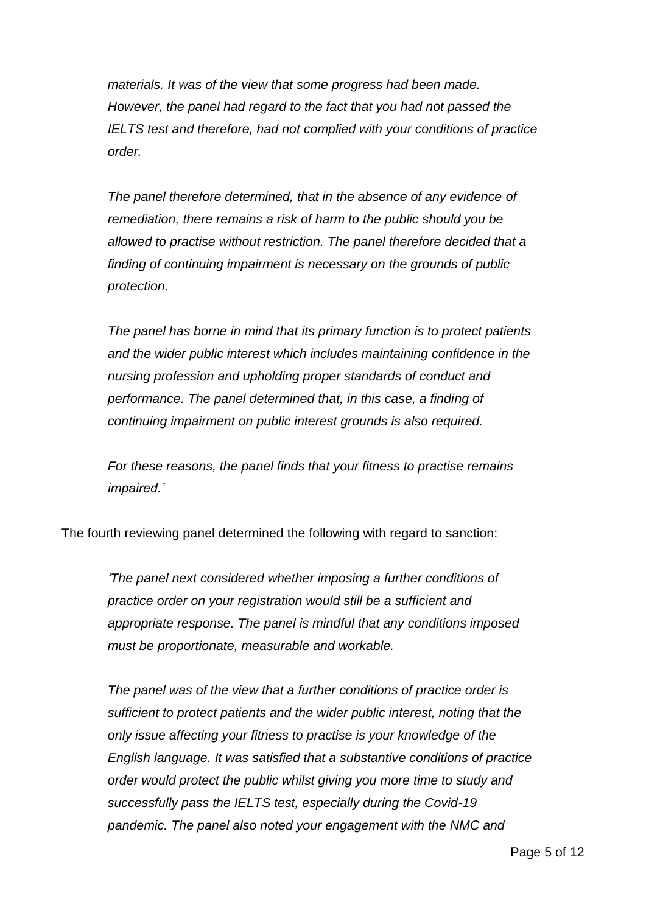*materials. It was of the view that some progress had been made. However, the panel had regard to the fact that you had not passed the IELTS test and therefore, had not complied with your conditions of practice order.*

*The panel therefore determined, that in the absence of any evidence of remediation, there remains a risk of harm to the public should you be allowed to practise without restriction. The panel therefore decided that a finding of continuing impairment is necessary on the grounds of public protection.*

*The panel has borne in mind that its primary function is to protect patients and the wider public interest which includes maintaining confidence in the nursing profession and upholding proper standards of conduct and performance. The panel determined that, in this case, a finding of continuing impairment on public interest grounds is also required.*

*For these reasons, the panel finds that your fitness to practise remains impaired.'*

The fourth reviewing panel determined the following with regard to sanction:

*'The panel next considered whether imposing a further conditions of practice order on your registration would still be a sufficient and appropriate response. The panel is mindful that any conditions imposed must be proportionate, measurable and workable.*

*The panel was of the view that a further conditions of practice order is sufficient to protect patients and the wider public interest, noting that the only issue affecting your fitness to practise is your knowledge of the English language. It was satisfied that a substantive conditions of practice order would protect the public whilst giving you more time to study and successfully pass the IELTS test, especially during the Covid-19 pandemic. The panel also noted your engagement with the NMC and*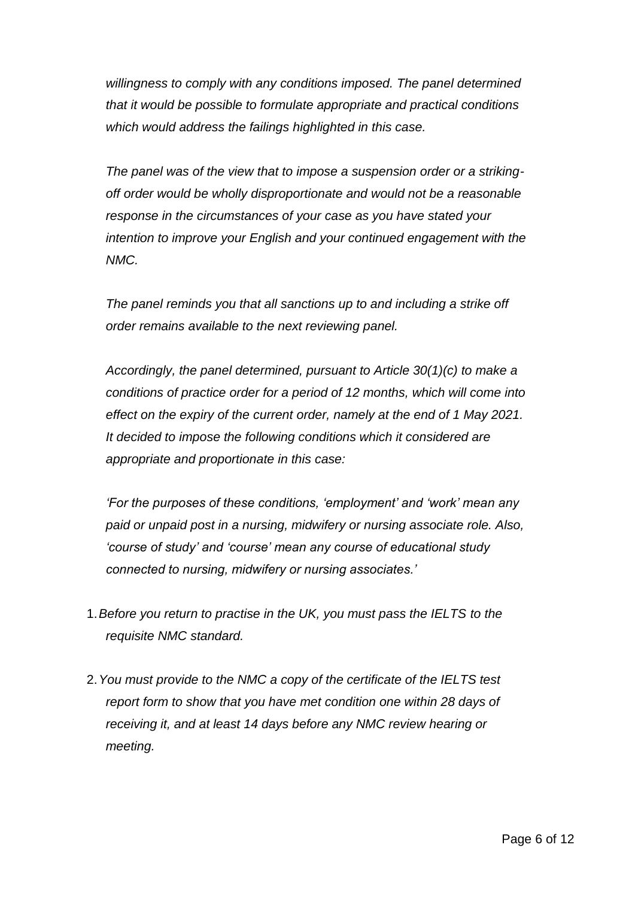*willingness to comply with any conditions imposed. The panel determined that it would be possible to formulate appropriate and practical conditions which would address the failings highlighted in this case.*

*The panel was of the view that to impose a suspension order or a striking-off order would be wholly disproportionate and would not be a reasonable response in the circumstances of your case as you have stated your intention to improve your English and your continued engagement with the NMC.*

*The panel reminds you that all sanctions up to and including a strike off order remains available to the next reviewing panel.*

*Accordingly, the panel determined, pursuant to Article 30(1)(c) to make a conditions of practice order for a period of 12 months, which will come into effect on the expiry of the current order, namely at the end of 1 May 2021. It decided to impose the following conditions which it considered are appropriate and proportionate in this case:*

*'For the purposes of these conditions, 'employment' and 'work' mean any paid or unpaid post in a nursing, midwifery or nursing associate role. Also, 'course of study' and 'course' mean any course of educational study connected to nursing, midwifery or nursing associates.'*

1. *Before you return to practise in the UK, you must pass the IELTS to the requisite NMC standard.*

2. *You must provide to the NMC a copy of the certificate of the IELTS test report form to show that you have met condition one within 28 days of receiving it, and at least 14 days before any NMC review hearing or meeting.*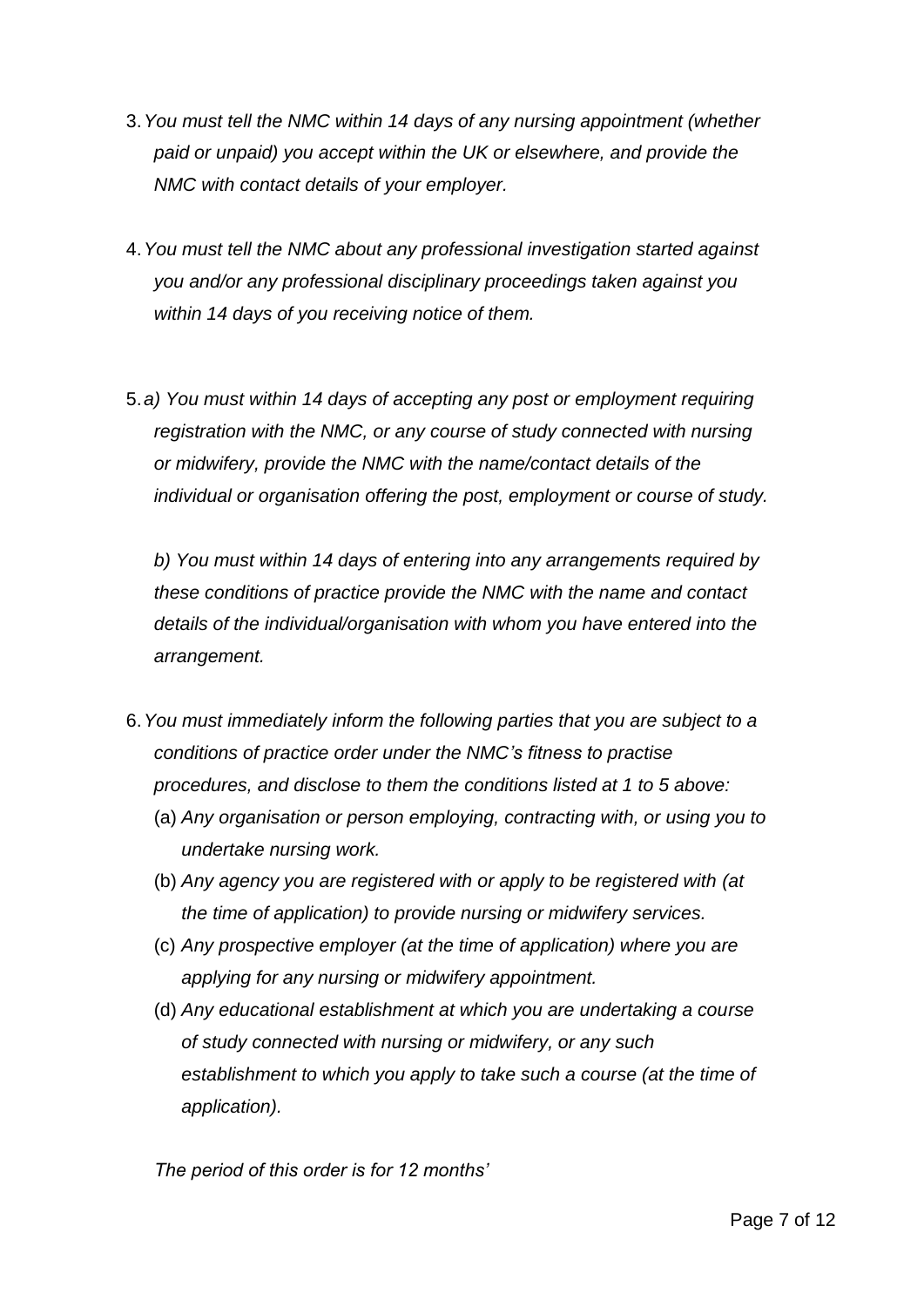3. *You must tell the NMC within 14 days of any nursing appointment (whether paid or unpaid) you accept within the UK or elsewhere, and provide the NMC with contact details of your employer.*

4. *You must tell the NMC about any professional investigation started against you and/or any professional disciplinary proceedings taken against you within 14 days of you receiving notice of them.*

5. *a) You must within 14 days of accepting any post or employment requiring registration with the NMC, or any course of study connected with nursing or midwifery, provide the NMC with the name/contact details of the individual or organisation offering the post, employment or course of study.*

   *b) You must within 14 days of entering into any arrangements required by these conditions of practice provide the NMC with the name and contact details of the individual/organisation with whom you have entered into the arrangement.*

6. *You must immediately inform the following parties that you are subject to a conditions of practice order under the NMC's fitness to practise procedures, and disclose to them the conditions listed at 1 to 5 above:*
   (a) *Any organisation or person employing, contracting with, or using you to undertake nursing work.*
   (b) *Any agency you are registered with or apply to be registered with (at the time of application) to provide nursing or midwifery services.*
   (c) *Any prospective employer (at the time of application) where you are applying for any nursing or midwifery appointment.*
   (d) *Any educational establishment at which you are undertaking a course of study connected with nursing or midwifery, or any such establishment to which you apply to take such a course (at the time of application).*

   *The period of this order is for 12 months'*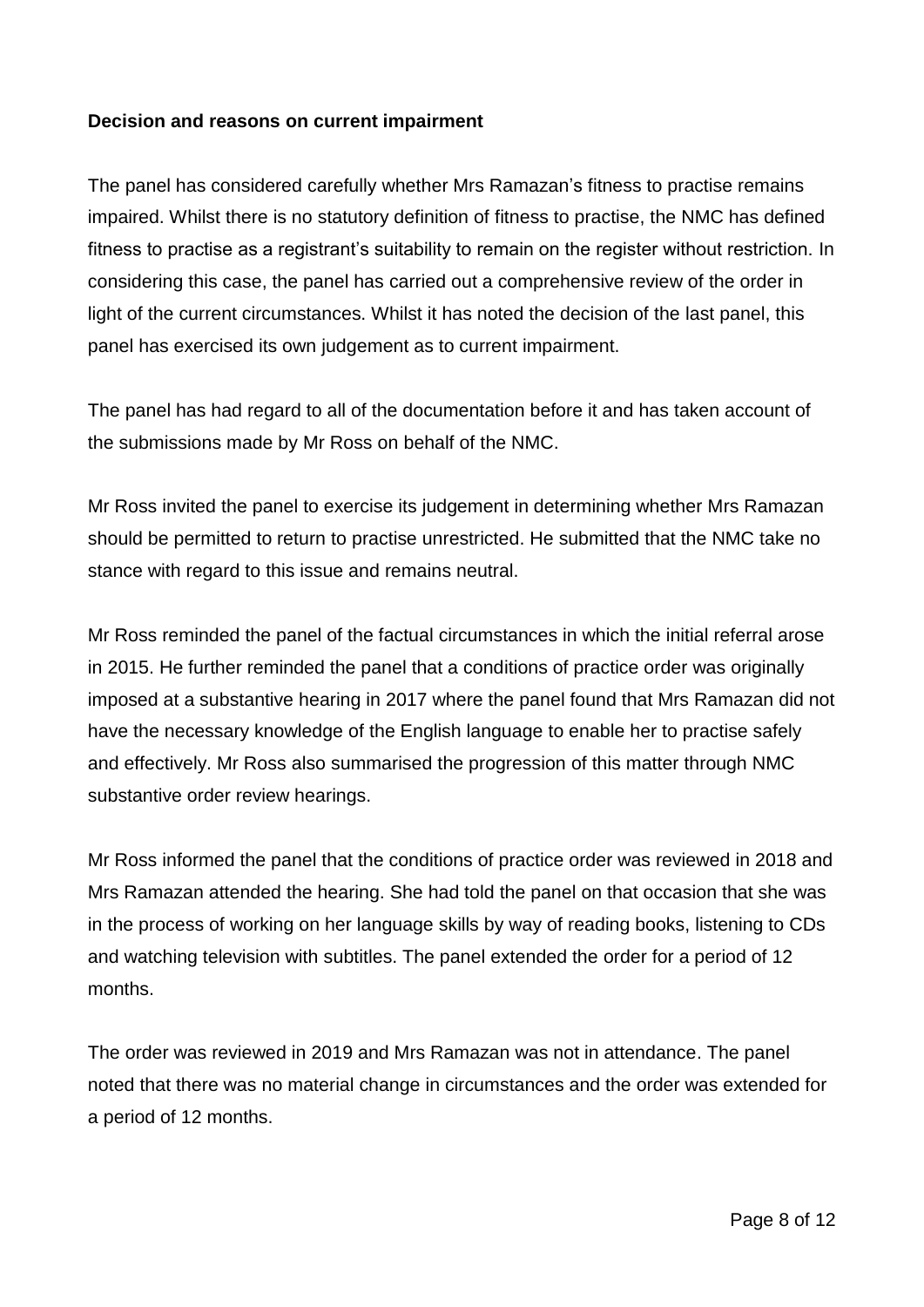**Decision and reasons on current impairment**

The panel has considered carefully whether Mrs Ramazan's fitness to practise remains impaired. Whilst there is no statutory definition of fitness to practise, the NMC has defined fitness to practise as a registrant's suitability to remain on the register without restriction. In considering this case, the panel has carried out a comprehensive review of the order in light of the current circumstances. Whilst it has noted the decision of the last panel, this panel has exercised its own judgement as to current impairment.

The panel has had regard to all of the documentation before it and has taken account of the submissions made by Mr Ross on behalf of the NMC.

Mr Ross invited the panel to exercise its judgement in determining whether Mrs Ramazan should be permitted to return to practise unrestricted. He submitted that the NMC take no stance with regard to this issue and remains neutral.

Mr Ross reminded the panel of the factual circumstances in which the initial referral arose in 2015. He further reminded the panel that a conditions of practice order was originally imposed at a substantive hearing in 2017 where the panel found that Mrs Ramazan did not have the necessary knowledge of the English language to enable her to practise safely and effectively. Mr Ross also summarised the progression of this matter through NMC substantive order review hearings.

Mr Ross informed the panel that the conditions of practice order was reviewed in 2018 and Mrs Ramazan attended the hearing. She had told the panel on that occasion that she was in the process of working on her language skills by way of reading books, listening to CDs and watching television with subtitles. The panel extended the order for a period of 12 months.

The order was reviewed in 2019 and Mrs Ramazan was not in attendance. The panel noted that there was no material change in circumstances and the order was extended for a period of 12 months.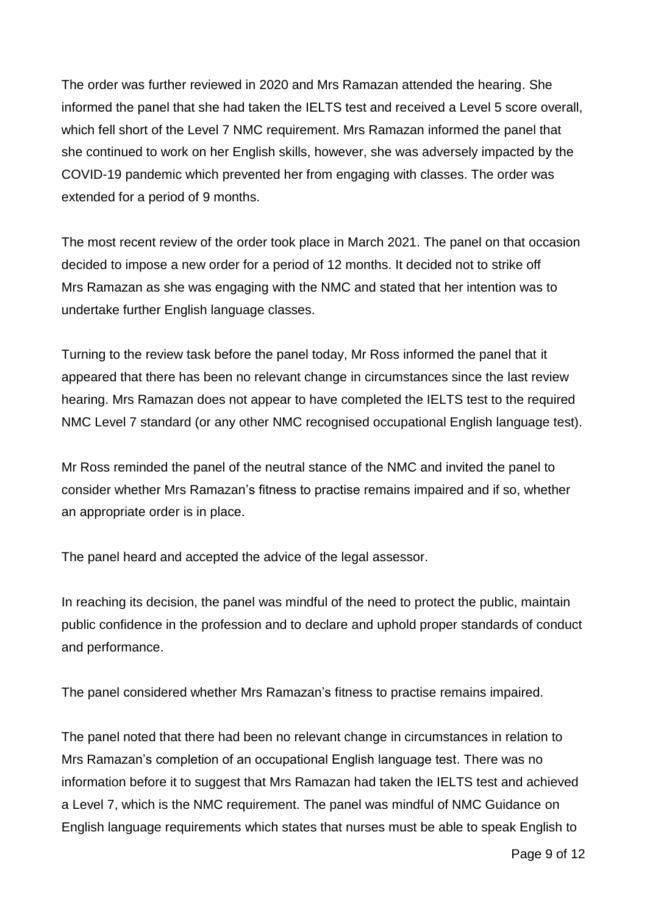The order was further reviewed in 2020 and Mrs Ramazan attended the hearing. She informed the panel that she had taken the IELTS test and received a Level 5 score overall, which fell short of the Level 7 NMC requirement. Mrs Ramazan informed the panel that she continued to work on her English skills, however, she was adversely impacted by the COVID-19 pandemic which prevented her from engaging with classes. The order was extended for a period of 9 months.

The most recent review of the order took place in March 2021. The panel on that occasion decided to impose a new order for a period of 12 months. It decided not to strike off Mrs Ramazan as she was engaging with the NMC and stated that her intention was to undertake further English language classes.

Turning to the review task before the panel today, Mr Ross informed the panel that it appeared that there has been no relevant change in circumstances since the last review hearing. Mrs Ramazan does not appear to have completed the IELTS test to the required NMC Level 7 standard (or any other NMC recognised occupational English language test).

Mr Ross reminded the panel of the neutral stance of the NMC and invited the panel to consider whether Mrs Ramazan's fitness to practise remains impaired and if so, whether an appropriate order is in place.

The panel heard and accepted the advice of the legal assessor.

In reaching its decision, the panel was mindful of the need to protect the public, maintain public confidence in the profession and to declare and uphold proper standards of conduct and performance.

The panel considered whether Mrs Ramazan's fitness to practise remains impaired.

The panel noted that there had been no relevant change in circumstances in relation to Mrs Ramazan's completion of an occupational English language test. There was no information before it to suggest that Mrs Ramazan had taken the IELTS test and achieved a Level 7, which is the NMC requirement. The panel was mindful of NMC Guidance on English language requirements which states that nurses must be able to speak English to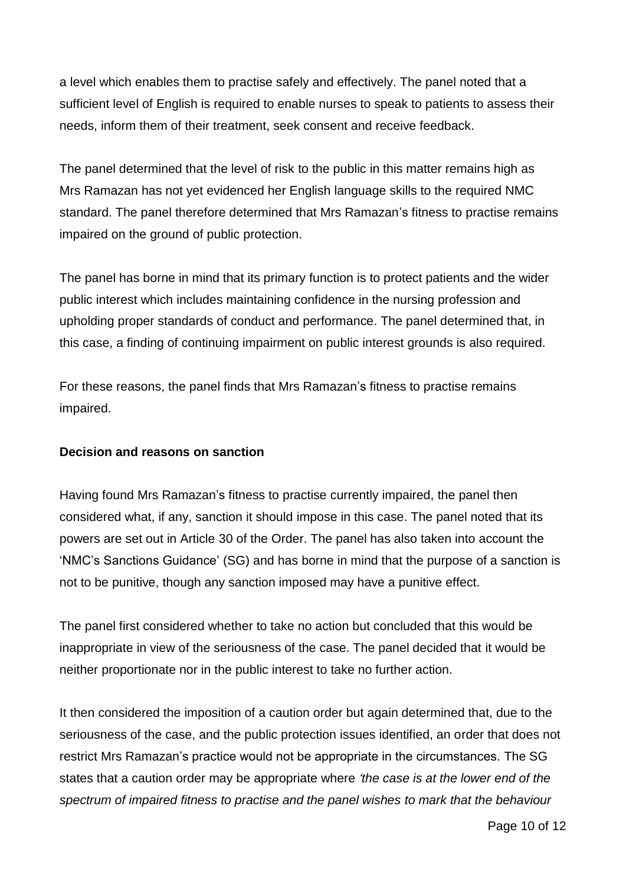a level which enables them to practise safely and effectively. The panel noted that a sufficient level of English is required to enable nurses to speak to patients to assess their needs, inform them of their treatment, seek consent and receive feedback.

The panel determined that the level of risk to the public in this matter remains high as Mrs Ramazan has not yet evidenced her English language skills to the required NMC standard. The panel therefore determined that Mrs Ramazan's fitness to practise remains impaired on the ground of public protection.

The panel has borne in mind that its primary function is to protect patients and the wider public interest which includes maintaining confidence in the nursing profession and upholding proper standards of conduct and performance. The panel determined that, in this case, a finding of continuing impairment on public interest grounds is also required.

For these reasons, the panel finds that Mrs Ramazan's fitness to practise remains impaired.

**Decision and reasons on sanction**

Having found Mrs Ramazan's fitness to practise currently impaired, the panel then considered what, if any, sanction it should impose in this case. The panel noted that its powers are set out in Article 30 of the Order. The panel has also taken into account the 'NMC's Sanctions Guidance' (SG) and has borne in mind that the purpose of a sanction is not to be punitive, though any sanction imposed may have a punitive effect.

The panel first considered whether to take no action but concluded that this would be inappropriate in view of the seriousness of the case. The panel decided that it would be neither proportionate nor in the public interest to take no further action.

It then considered the imposition of a caution order but again determined that, due to the seriousness of the case, and the public protection issues identified, an order that does not restrict Mrs Ramazan's practice would not be appropriate in the circumstances. The SG states that a caution order may be appropriate where *'the case is at the lower end of the spectrum of impaired fitness to practise and the panel wishes to mark that the behaviour*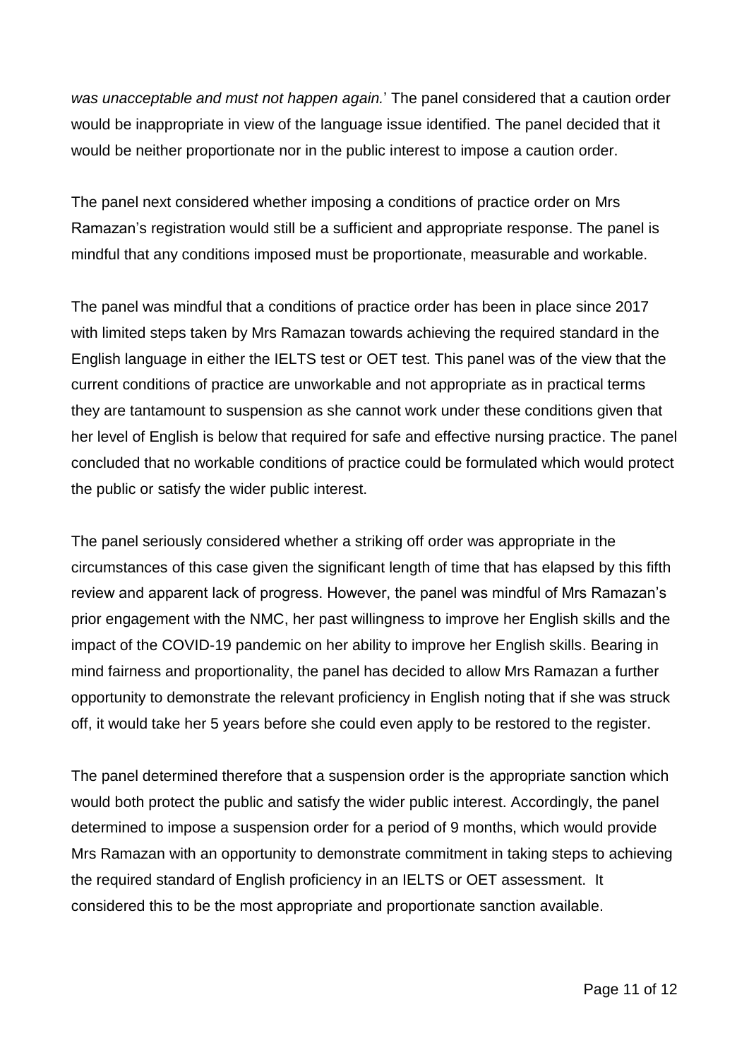*was unacceptable and must not happen again.*' The panel considered that a caution order would be inappropriate in view of the language issue identified. The panel decided that it would be neither proportionate nor in the public interest to impose a caution order.

The panel next considered whether imposing a conditions of practice order on Mrs Ramazan's registration would still be a sufficient and appropriate response. The panel is mindful that any conditions imposed must be proportionate, measurable and workable.

The panel was mindful that a conditions of practice order has been in place since 2017 with limited steps taken by Mrs Ramazan towards achieving the required standard in the English language in either the IELTS test or OET test. This panel was of the view that the current conditions of practice are unworkable and not appropriate as in practical terms they are tantamount to suspension as she cannot work under these conditions given that her level of English is below that required for safe and effective nursing practice. The panel concluded that no workable conditions of practice could be formulated which would protect the public or satisfy the wider public interest.

The panel seriously considered whether a striking off order was appropriate in the circumstances of this case given the significant length of time that has elapsed by this fifth review and apparent lack of progress. However, the panel was mindful of Mrs Ramazan's prior engagement with the NMC, her past willingness to improve her English skills and the impact of the COVID-19 pandemic on her ability to improve her English skills. Bearing in mind fairness and proportionality, the panel has decided to allow Mrs Ramazan a further opportunity to demonstrate the relevant proficiency in English noting that if she was struck off, it would take her 5 years before she could even apply to be restored to the register.

The panel determined therefore that a suspension order is the appropriate sanction which would both protect the public and satisfy the wider public interest. Accordingly, the panel determined to impose a suspension order for a period of 9 months, which would provide Mrs Ramazan with an opportunity to demonstrate commitment in taking steps to achieving the required standard of English proficiency in an IELTS or OET assessment. It considered this to be the most appropriate and proportionate sanction available.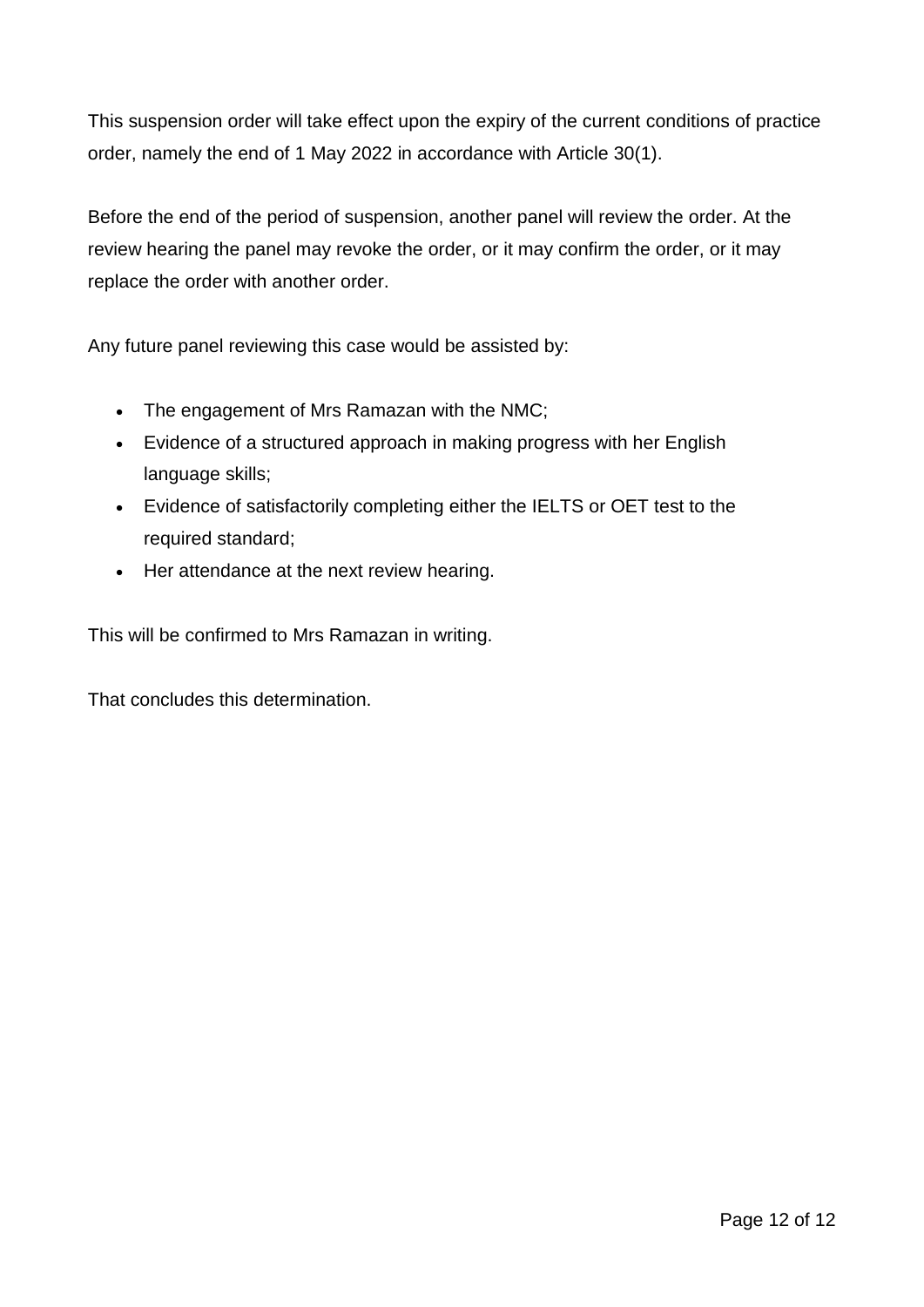This suspension order will take effect upon the expiry of the current conditions of practice order, namely the end of 1 May 2022 in accordance with Article 30(1).

Before the end of the period of suspension, another panel will review the order. At the review hearing the panel may revoke the order, or it may confirm the order, or it may replace the order with another order.

Any future panel reviewing this case would be assisted by:

- The engagement of Mrs Ramazan with the NMC;
- Evidence of a structured approach in making progress with her English language skills;
- Evidence of satisfactorily completing either the IELTS or OET test to the required standard;
- Her attendance at the next review hearing.

This will be confirmed to Mrs Ramazan in writing.

That concludes this determination.